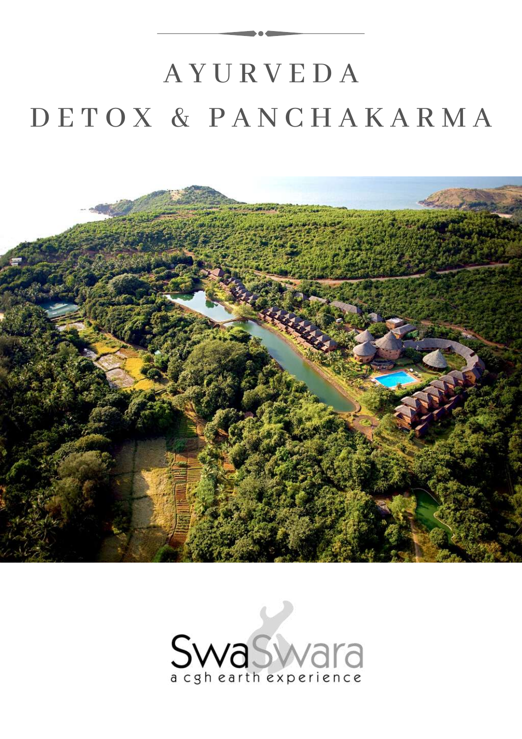# AYURVEDA
# DETOX & PANCHAKARMA

SwaSwara
a cgh earth experience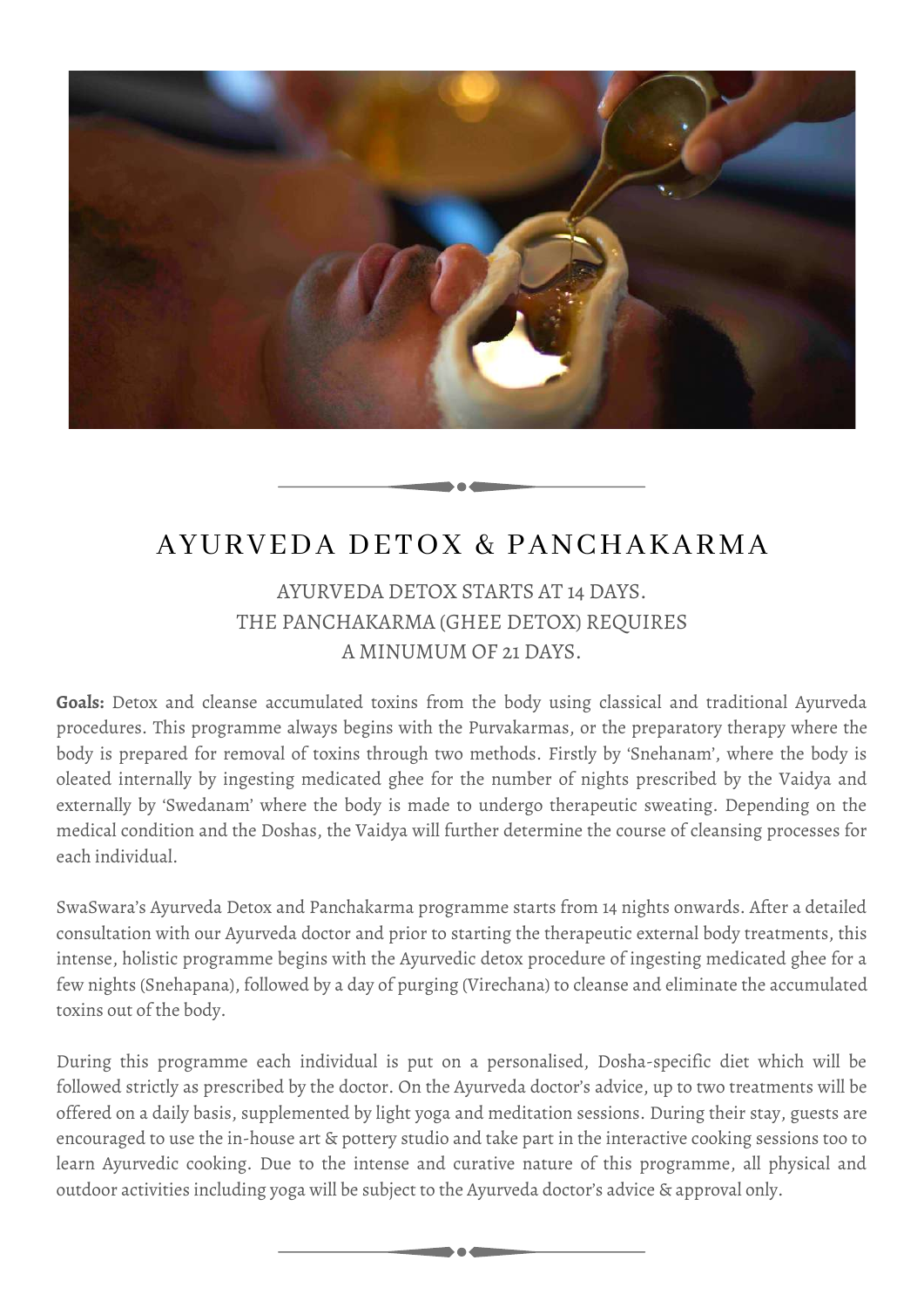# AYURVEDA DETOX & PANCHAKARMA

AYURVEDA DETOX STARTS AT 14 DAYS.
THE PANCHAKARMA (GHEE DETOX) REQUIRES
A MINUMUM OF 21 DAYS.

**Goals:** Detox and cleanse accumulated toxins from the body using classical and traditional Ayurveda procedures. This programme always begins with the Purvakarmas, or the preparatory therapy where the body is prepared for removal of toxins through two methods. Firstly by 'Snehanam', where the body is oleated internally by ingesting medicated ghee for the number of nights prescribed by the Vaidya and externally by 'Swedanam' where the body is made to undergo therapeutic sweating. Depending on the medical condition and the Doshas, the Vaidya will further determine the course of cleansing processes for each individual.

SwaSwara's Ayurveda Detox and Panchakarma programme starts from 14 nights onwards. After a detailed consultation with our Ayurveda doctor and prior to starting the therapeutic external body treatments, this intense, holistic programme begins with the Ayurvedic detox procedure of ingesting medicated ghee for a few nights (Snehapana), followed by a day of purging (Virechana) to cleanse and eliminate the accumulated toxins out of the body.

During this programme each individual is put on a personalised, Dosha-specific diet which will be followed strictly as prescribed by the doctor. On the Ayurveda doctor's advice, up to two treatments will be offered on a daily basis, supplemented by light yoga and meditation sessions. During their stay, guests are encouraged to use the in-house art & pottery studio and take part in the interactive cooking sessions too to learn Ayurvedic cooking. Due to the intense and curative nature of this programme, all physical and outdoor activities including yoga will be subject to the Ayurveda doctor's advice & approval only.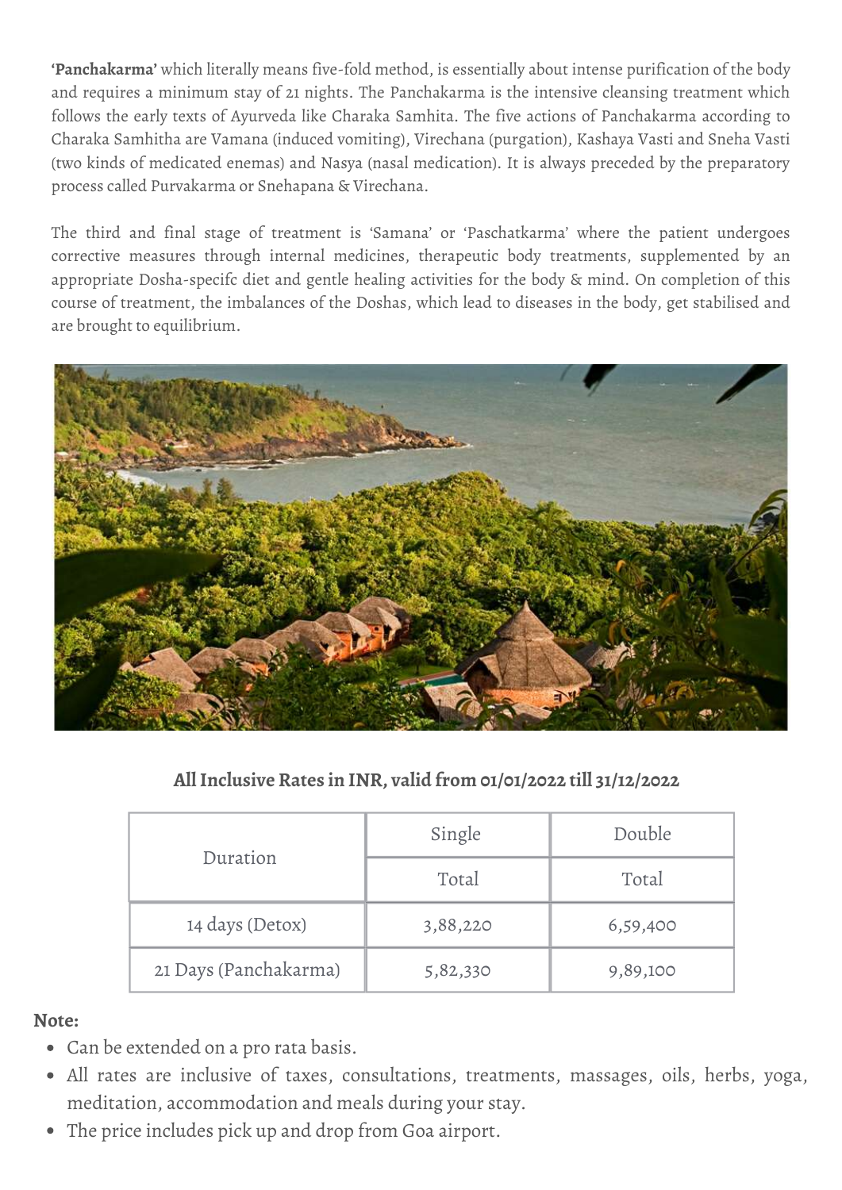**'Panchakarma'** which literally means five-fold method, is essentially about intense purification of the body and requires a minimum stay of 21 nights. The Panchakarma is the intensive cleansing treatment which follows the early texts of Ayurveda like Charaka Samhita. The five actions of Panchakarma according to Charaka Samhitha are Vamana (induced vomiting), Virechana (purgation), Kashaya Vasti and Sneha Vasti (two kinds of medicated enemas) and Nasya (nasal medication). It is always preceded by the preparatory process called Purvakarma or Snehapana & Virechana.

The third and final stage of treatment is 'Samana' or 'Paschatkarma' where the patient undergoes corrective measures through internal medicines, therapeutic body treatments, supplemented by an appropriate Dosha-specifc diet and gentle healing activities for the body & mind. On completion of this course of treatment, the imbalances of the Doshas, which lead to diseases in the body, get stabilised and are brought to equilibrium.

**All Inclusive Rates in INR, valid from 01/01/2022 till 31/12/2022**

| Duration | Single | Double |
|---|---|---|
| | Total | Total |
| 14 days (Detox) | 3,88,220 | 6,59,400 |
| 21 Days (Panchakarma) | 5,82,330 | 9,89,100 |

**Note:**

- Can be extended on a pro rata basis.
- All rates are inclusive of taxes, consultations, treatments, massages, oils, herbs, yoga, meditation, accommodation and meals during your stay.
- The price includes pick up and drop from Goa airport.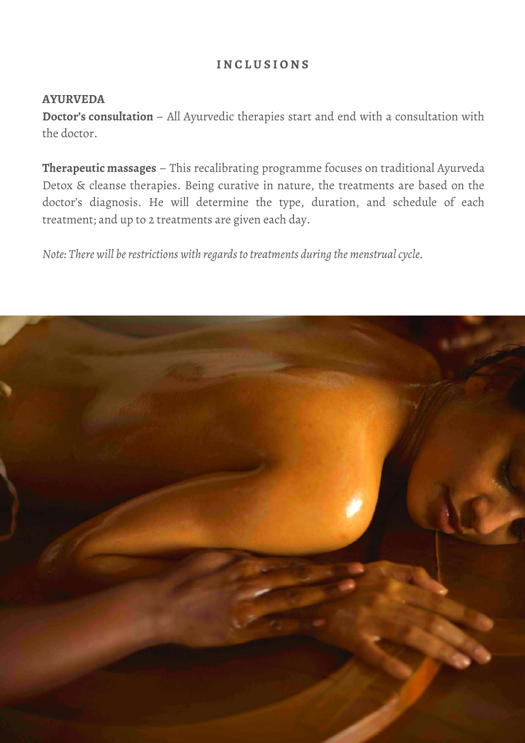## INCLUSIONS

**AYURVEDA**

**Doctor's consultation** – All Ayurvedic therapies start and end with a consultation with the doctor.

**Therapeutic massages** – This recalibrating programme focuses on traditional Ayurveda Detox & cleanse therapies. Being curative in nature, the treatments are based on the doctor's diagnosis. He will determine the type, duration, and schedule of each treatment; and up to 2 treatments are given each day.

*Note: There will be restrictions with regards to treatments during the menstrual cycle.*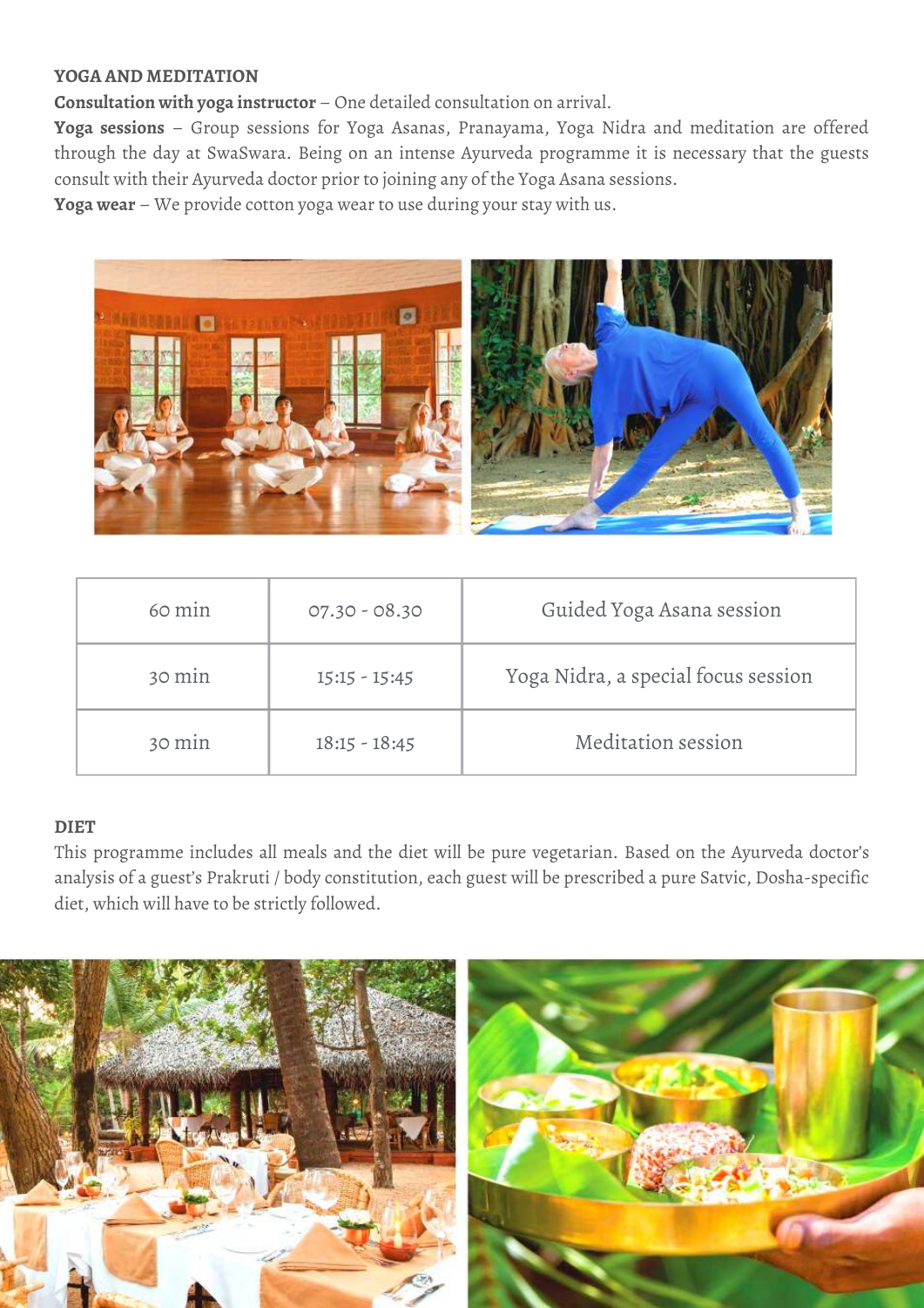## YOGA AND MEDITATION

**Consultation with yoga instructor** – One detailed consultation on arrival.

**Yoga sessions** – Group sessions for Yoga Asanas, Pranayama, Yoga Nidra and meditation are offered through the day at SwaSwara. Being on an intense Ayurveda programme it is necessary that the guests consult with their Ayurveda doctor prior to joining any of the Yoga Asana sessions.

**Yoga wear** – We provide cotton yoga wear to use during your stay with us.

| | | |
|---|---|---|
| 60 min | 07.30 - 08.30 | Guided Yoga Asana session |
| 30 min | 15:15 - 15:45 | Yoga Nidra, a special focus session |
| 30 min | 18:15 - 18:45 | Meditation session |

## DIET

This programme includes all meals and the diet will be pure vegetarian. Based on the Ayurveda doctor's analysis of a guest's Prakruti / body constitution, each guest will be prescribed a pure Satvic, Dosha-specific diet, which will have to be strictly followed.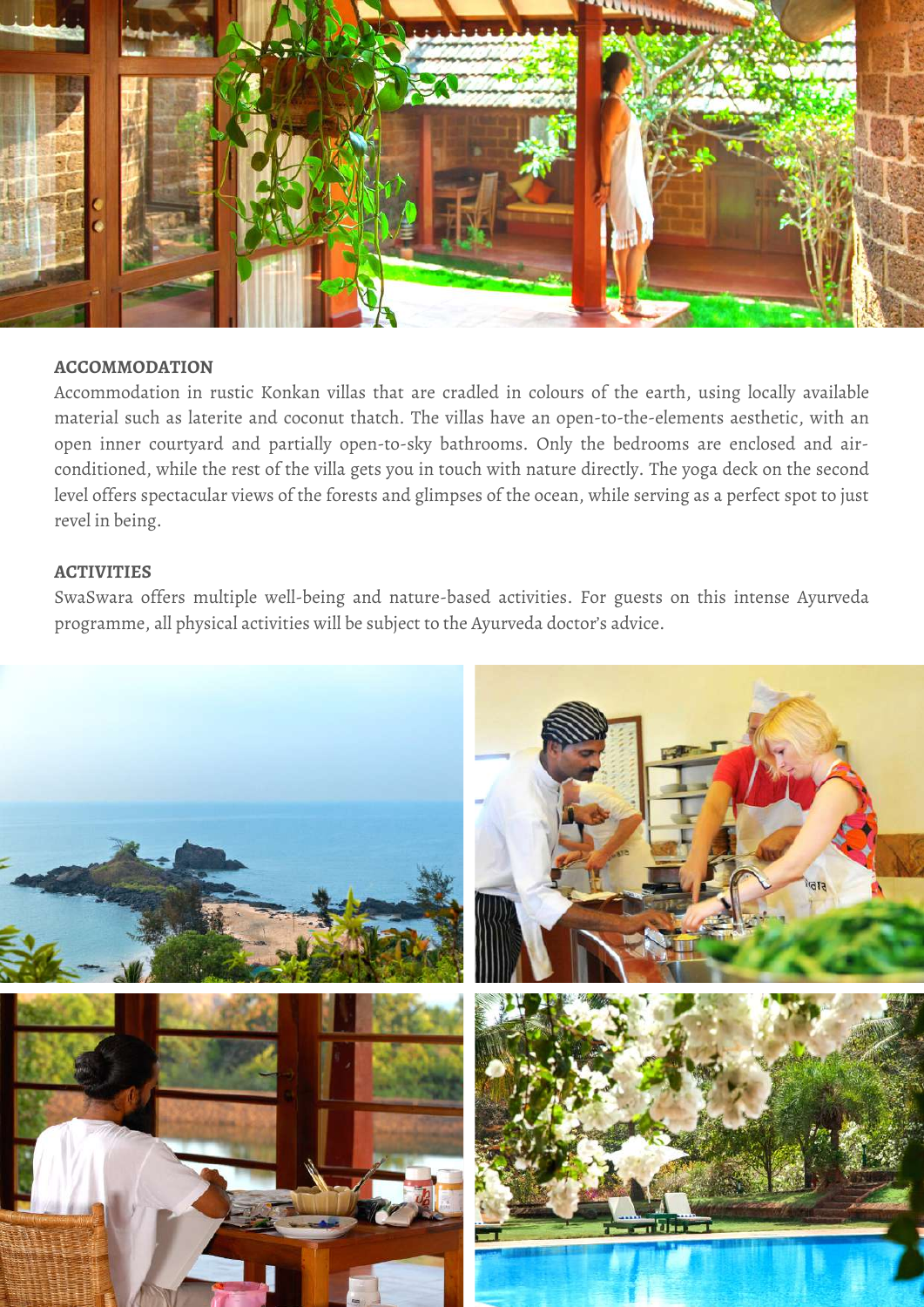## ACCOMMODATION

Accommodation in rustic Konkan villas that are cradled in colours of the earth, using locally available material such as laterite and coconut thatch. The villas have an open-to-the-elements aesthetic, with an open inner courtyard and partially open-to-sky bathrooms. Only the bedrooms are enclosed and air-conditioned, while the rest of the villa gets you in touch with nature directly. The yoga deck on the second level offers spectacular views of the forests and glimpses of the ocean, while serving as a perfect spot to just revel in being.

## ACTIVITIES

SwaSwara offers multiple well-being and nature-based activities. For guests on this intense Ayurveda programme, all physical activities will be subject to the Ayurveda doctor's advice.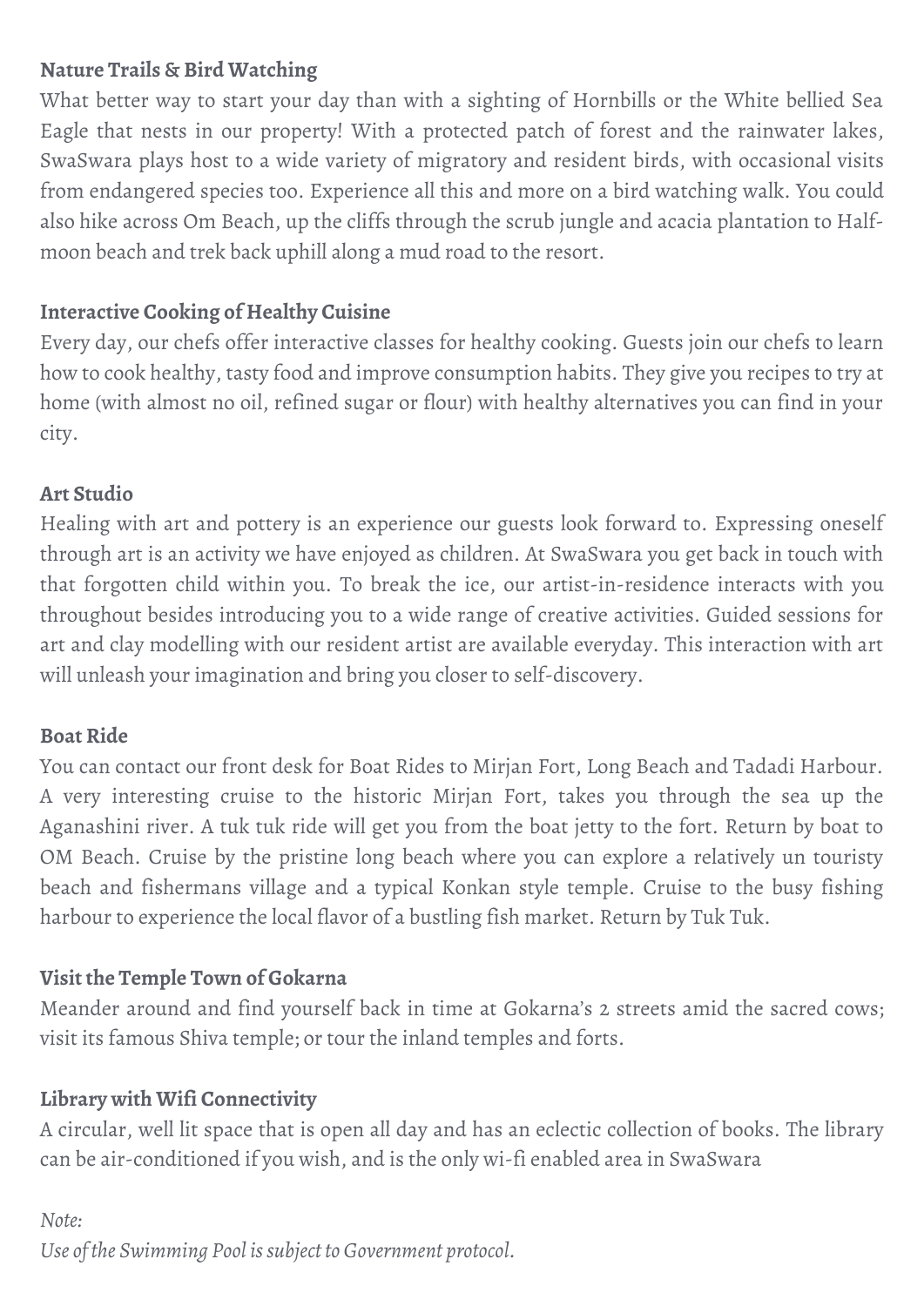**Nature Trails & Bird Watching**

What better way to start your day than with a sighting of Hornbills or the White bellied Sea Eagle that nests in our property! With a protected patch of forest and the rainwater lakes, SwaSwara plays host to a wide variety of migratory and resident birds, with occasional visits from endangered species too. Experience all this and more on a bird watching walk. You could also hike across Om Beach, up the cliffs through the scrub jungle and acacia plantation to Half-moon beach and trek back uphill along a mud road to the resort.

**Interactive Cooking of Healthy Cuisine**

Every day, our chefs offer interactive classes for healthy cooking. Guests join our chefs to learn how to cook healthy, tasty food and improve consumption habits. They give you recipes to try at home (with almost no oil, refined sugar or flour) with healthy alternatives you can find in your city.

**Art Studio**

Healing with art and pottery is an experience our guests look forward to. Expressing oneself through art is an activity we have enjoyed as children. At SwaSwara you get back in touch with that forgotten child within you. To break the ice, our artist-in-residence interacts with you throughout besides introducing you to a wide range of creative activities. Guided sessions for art and clay modelling with our resident artist are available everyday. This interaction with art will unleash your imagination and bring you closer to self-discovery.

**Boat Ride**

You can contact our front desk for Boat Rides to Mirjan Fort, Long Beach and Tadadi Harbour. A very interesting cruise to the historic Mirjan Fort, takes you through the sea up the Aganashini river. A tuk tuk ride will get you from the boat jetty to the fort. Return by boat to OM Beach. Cruise by the pristine long beach where you can explore a relatively un touristy beach and fishermans village and a typical Konkan style temple. Cruise to the busy fishing harbour to experience the local flavor of a bustling fish market. Return by Tuk Tuk.

**Visit the Temple Town of Gokarna**

Meander around and find yourself back in time at Gokarna's 2 streets amid the sacred cows; visit its famous Shiva temple; or tour the inland temples and forts.

**Library with Wifi Connectivity**

A circular, well lit space that is open all day and has an eclectic collection of books. The library can be air-conditioned if you wish, and is the only wi-fi enabled area in SwaSwara

*Note:*
*Use of the Swimming Pool is subject to Government protocol.*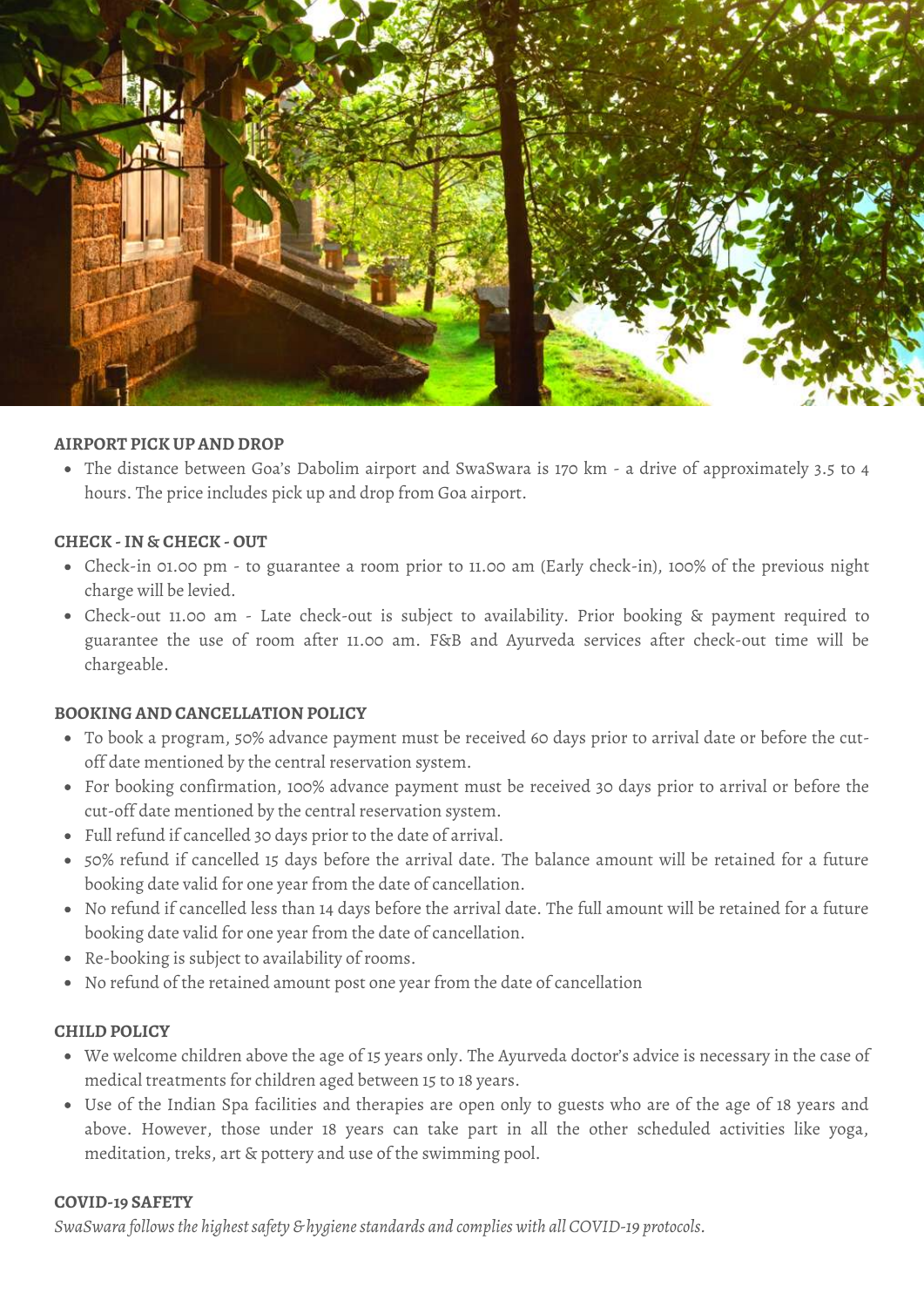### AIRPORT PICK UP AND DROP

- The distance between Goa's Dabolim airport and SwaSwara is 170 km - a drive of approximately 3.5 to 4 hours. The price includes pick up and drop from Goa airport.

### CHECK - IN & CHECK - OUT

- Check-in 01.00 pm - to guarantee a room prior to 11.00 am (Early check-in), 100% of the previous night charge will be levied.
- Check-out 11.00 am - Late check-out is subject to availability. Prior booking & payment required to guarantee the use of room after 11.00 am. F&B and Ayurveda services after check-out time will be chargeable.

### BOOKING AND CANCELLATION POLICY

- To book a program, 50% advance payment must be received 60 days prior to arrival date or before the cut-off date mentioned by the central reservation system.
- For booking confirmation, 100% advance payment must be received 30 days prior to arrival or before the cut-off date mentioned by the central reservation system.
- Full refund if cancelled 30 days prior to the date of arrival.
- 50% refund if cancelled 15 days before the arrival date. The balance amount will be retained for a future booking date valid for one year from the date of cancellation.
- No refund if cancelled less than 14 days before the arrival date. The full amount will be retained for a future booking date valid for one year from the date of cancellation.
- Re-booking is subject to availability of rooms.
- No refund of the retained amount post one year from the date of cancellation

### CHILD POLICY

- We welcome children above the age of 15 years only. The Ayurveda doctor's advice is necessary in the case of medical treatments for children aged between 15 to 18 years.
- Use of the Indian Spa facilities and therapies are open only to guests who are of the age of 18 years and above. However, those under 18 years can take part in all the other scheduled activities like yoga, meditation, treks, art & pottery and use of the swimming pool.

### COVID-19 SAFETY

*SwaSwara follows the highest safety & hygiene standards and complies with all COVID-19 protocols.*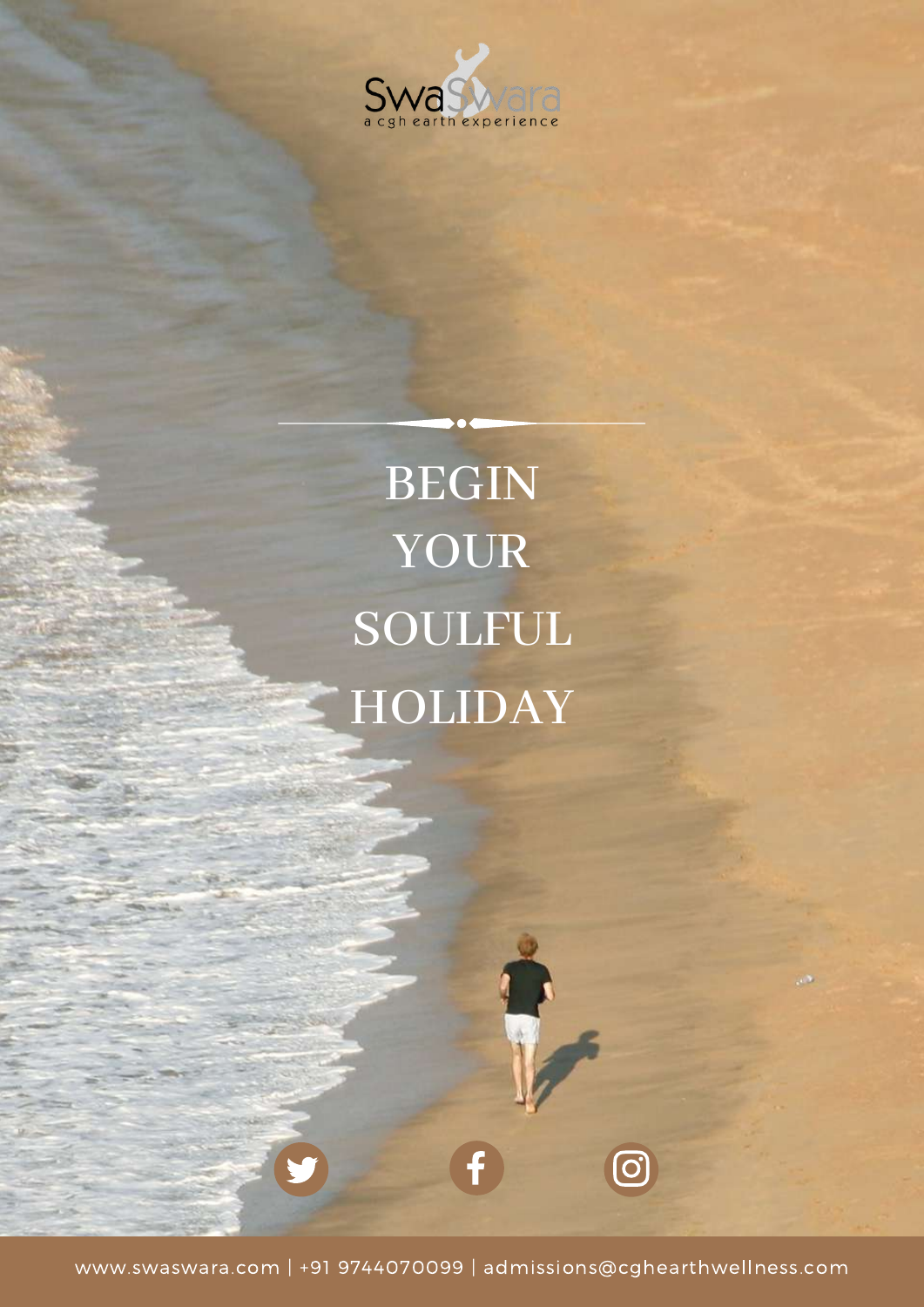SwaSwara
a cgh earth experience

# BEGIN YOUR SOULFUL HOLIDAY

www.swaswara.com | +91 9744070099 | admissions@cghearthwellness.com